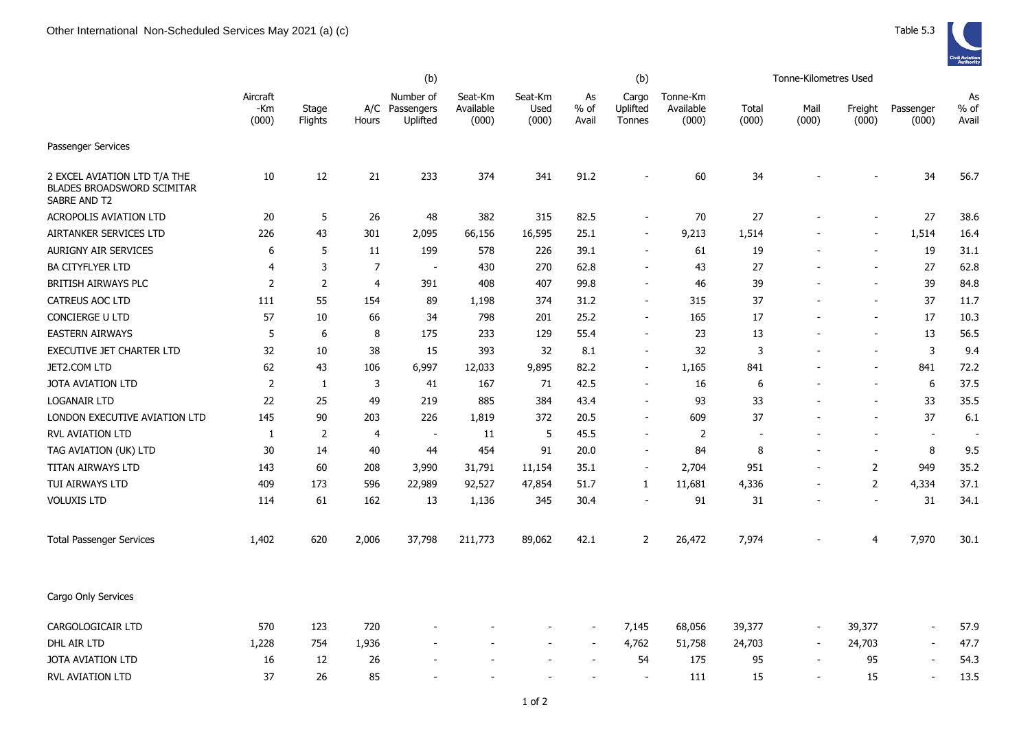# Other International Non-Scheduled Services May 2021 (a) (c)

Table 5.3

| | Aircraft -Km (000) | Stage Flights | A/C Hours | (b) Number of Passengers Uplifted | Seat-Km Available (000) | Seat-Km Used (000) | As % of Avail | (b) Cargo Uplifted Tonnes | Tonne-Km Available (000) | Tonne-Kilometres Used Total (000) | Mail (000) | Freight (000) | Passenger (000) | As % of Avail |
|---|---|---|---|---|---|---|---|---|---|---|---|---|---|---|
| **Passenger Services** | | | | | | | | | | | | | | |
| 2 EXCEL AVIATION LTD T/A THE BLADES BROADSWORD SCIMITAR SABRE AND T2 | 10 | 12 | 21 | 233 | 374 | 341 | 91.2 | - | 60 | 34 | - | - | 34 | 56.7 |
| ACROPOLIS AVIATION LTD | 20 | 5 | 26 | 48 | 382 | 315 | 82.5 | - | 70 | 27 | - | - | 27 | 38.6 |
| AIRTANKER SERVICES LTD | 226 | 43 | 301 | 2,095 | 66,156 | 16,595 | 25.1 | - | 9,213 | 1,514 | - | - | 1,514 | 16.4 |
| AURIGNY AIR SERVICES | 6 | 5 | 11 | 199 | 578 | 226 | 39.1 | - | 61 | 19 | - | - | 19 | 31.1 |
| BA CITYFLYER LTD | 4 | 3 | 7 | - | 430 | 270 | 62.8 | - | 43 | 27 | - | - | 27 | 62.8 |
| BRITISH AIRWAYS PLC | 2 | 2 | 4 | 391 | 408 | 407 | 99.8 | - | 46 | 39 | - | - | 39 | 84.8 |
| CATREUS AOC LTD | 111 | 55 | 154 | 89 | 1,198 | 374 | 31.2 | - | 315 | 37 | - | - | 37 | 11.7 |
| CONCIERGE U LTD | 57 | 10 | 66 | 34 | 798 | 201 | 25.2 | - | 165 | 17 | - | - | 17 | 10.3 |
| EASTERN AIRWAYS | 5 | 6 | 8 | 175 | 233 | 129 | 55.4 | - | 23 | 13 | - | - | 13 | 56.5 |
| EXECUTIVE JET CHARTER LTD | 32 | 10 | 38 | 15 | 393 | 32 | 8.1 | - | 32 | 3 | - | - | 3 | 9.4 |
| JET2.COM LTD | 62 | 43 | 106 | 6,997 | 12,033 | 9,895 | 82.2 | - | 1,165 | 841 | - | - | 841 | 72.2 |
| JOTA AVIATION LTD | 2 | 1 | 3 | 41 | 167 | 71 | 42.5 | - | 16 | 6 | - | - | 6 | 37.5 |
| LOGANAIR LTD | 22 | 25 | 49 | 219 | 885 | 384 | 43.4 | - | 93 | 33 | - | - | 33 | 35.5 |
| LONDON EXECUTIVE AVIATION LTD | 145 | 90 | 203 | 226 | 1,819 | 372 | 20.5 | - | 609 | 37 | - | - | 37 | 6.1 |
| RVL AVIATION LTD | 1 | 2 | 4 | - | 11 | 5 | 45.5 | - | 2 | - | - | - | - | - |
| TAG AVIATION (UK) LTD | 30 | 14 | 40 | 44 | 454 | 91 | 20.0 | - | 84 | 8 | - | - | 8 | 9.5 |
| TITAN AIRWAYS LTD | 143 | 60 | 208 | 3,990 | 31,791 | 11,154 | 35.1 | - | 2,704 | 951 | - | 2 | 949 | 35.2 |
| TUI AIRWAYS LTD | 409 | 173 | 596 | 22,989 | 92,527 | 47,854 | 51.7 | 1 | 11,681 | 4,336 | - | 2 | 4,334 | 37.1 |
| VOLUXIS LTD | 114 | 61 | 162 | 13 | 1,136 | 345 | 30.4 | - | 91 | 31 | - | - | 31 | 34.1 |
| Total Passenger Services | 1,402 | 620 | 2,006 | 37,798 | 211,773 | 89,062 | 42.1 | 2 | 26,472 | 7,974 | - | 4 | 7,970 | 30.1 |
| **Cargo Only Services** | | | | | | | | | | | | | | |
| CARGOLOGICAIR LTD | 570 | 123 | 720 | - | - | - | - | 7,145 | 68,056 | 39,377 | - | 39,377 | - | 57.9 |
| DHL AIR LTD | 1,228 | 754 | 1,936 | - | - | - | - | 4,762 | 51,758 | 24,703 | - | 24,703 | - | 47.7 |
| JOTA AVIATION LTD | 16 | 12 | 26 | - | - | - | - | 54 | 175 | 95 | - | 95 | - | 54.3 |
| RVL AVIATION LTD | 37 | 26 | 85 | - | - | - | - | - | 111 | 15 | - | 15 | - | 13.5 |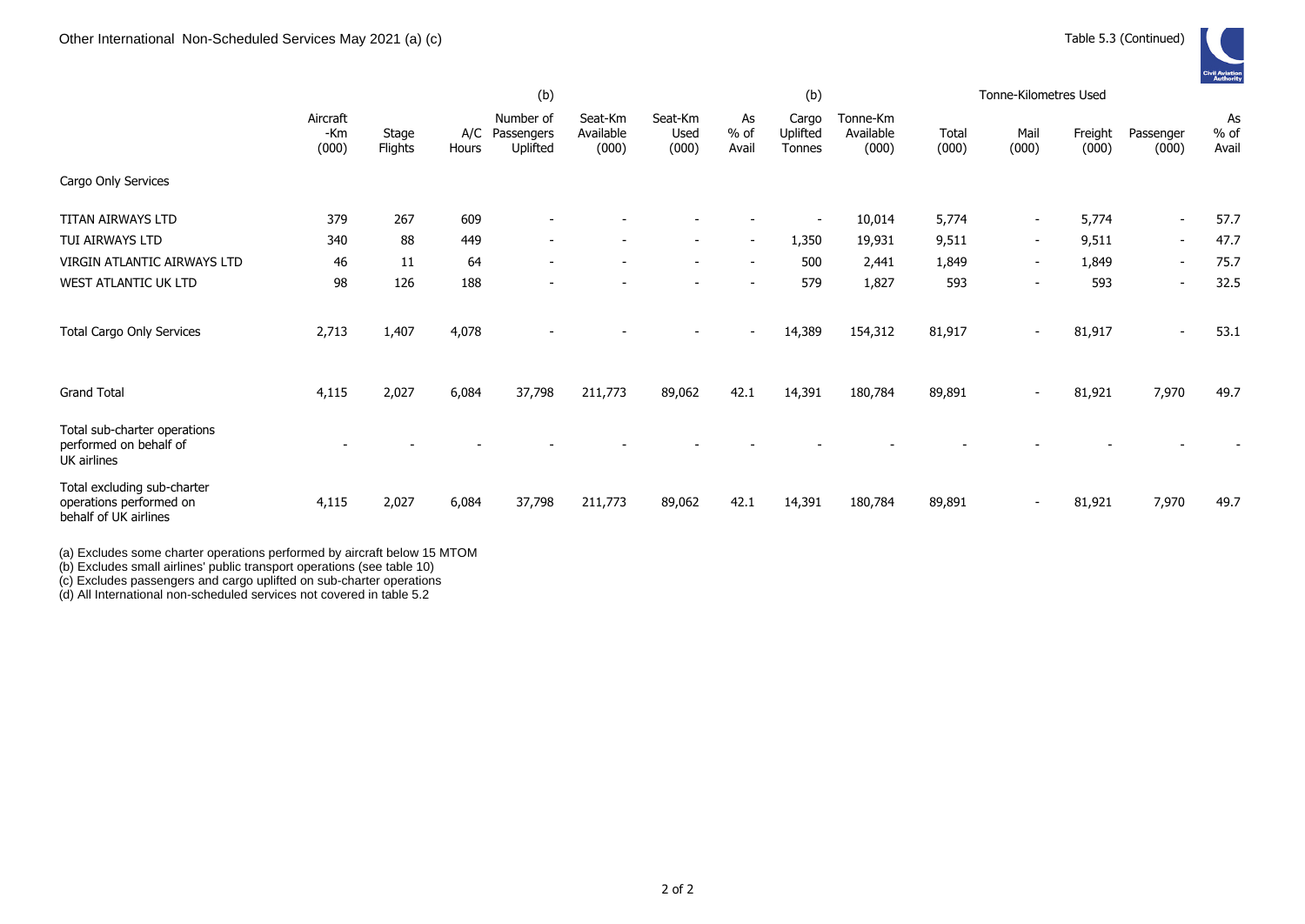Other International Non-Scheduled Services May 2021 (a) (c)

Table 5.3 (Continued)

| | Aircraft -Km (000) | Stage Flights | A/C Hours | (b) Number of Passengers Uplifted | Seat-Km Available (000) | Seat-Km Used (000) | As % of Avail | (b) Cargo Uplifted Tonnes | Tonne-Km Available (000) | Tonne-Kilometres Used Total (000) | Mail (000) | Freight (000) | Passenger (000) | As % of Avail |
|---|---|---|---|---|---|---|---|---|---|---|---|---|---|---|
| Cargo Only Services | | | | | | | | | | | | | | |
| TITAN AIRWAYS LTD | 379 | 267 | 609 | - | - | - | - | - | 10,014 | 5,774 | - | 5,774 | - | 57.7 |
| TUI AIRWAYS LTD | 340 | 88 | 449 | - | - | - | - | 1,350 | 19,931 | 9,511 | - | 9,511 | - | 47.7 |
| VIRGIN ATLANTIC AIRWAYS LTD | 46 | 11 | 64 | - | - | - | - | 500 | 2,441 | 1,849 | - | 1,849 | - | 75.7 |
| WEST ATLANTIC UK LTD | 98 | 126 | 188 | - | - | - | - | 579 | 1,827 | 593 | - | 593 | - | 32.5 |
| Total Cargo Only Services | 2,713 | 1,407 | 4,078 | - | - | - | - | 14,389 | 154,312 | 81,917 | - | 81,917 | - | 53.1 |
| Grand Total | 4,115 | 2,027 | 6,084 | 37,798 | 211,773 | 89,062 | 42.1 | 14,391 | 180,784 | 89,891 | - | 81,921 | 7,970 | 49.7 |
| Total sub-charter operations performed on behalf of UK airlines | - | - | - | - | - | - | - | - | - | - | - | - | - | - |
| Total excluding sub-charter operations performed on behalf of UK airlines | 4,115 | 2,027 | 6,084 | 37,798 | 211,773 | 89,062 | 42.1 | 14,391 | 180,784 | 89,891 | - | 81,921 | 7,970 | 49.7 |

(a) Excludes some charter operations performed by aircraft below 15 MTOM
(b) Excludes small airlines' public transport operations (see table 10)
(c) Excludes passengers and cargo uplifted on sub-charter operations
(d) All International non-scheduled services not covered in table 5.2